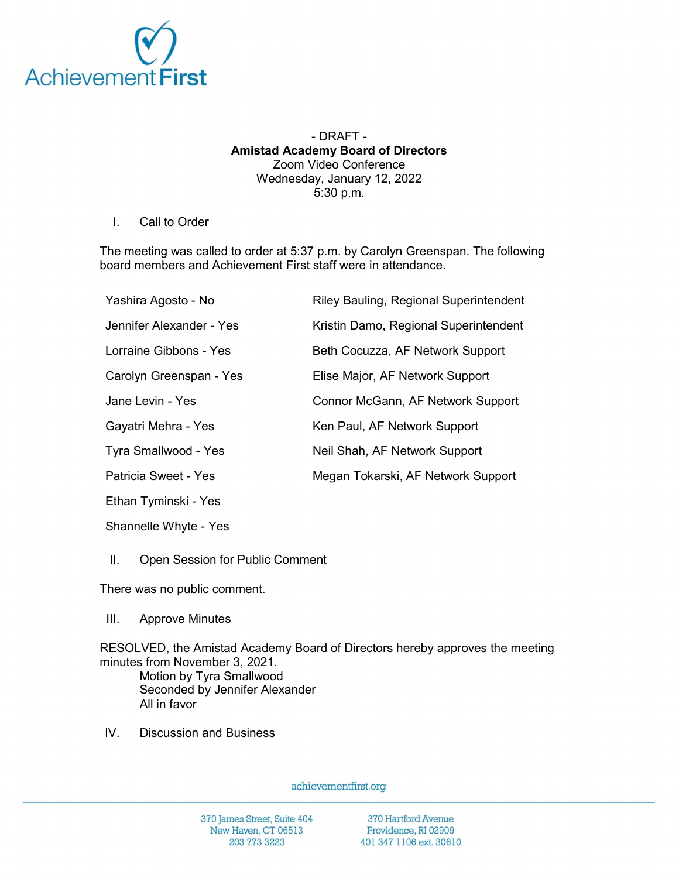- DRAFT -

**Amistad Academy Board of Directors**

Zoom Video Conference

Wednesday, January 12, 2022

5:30 p.m.

I. Call to Order

The meeting was called to order at 5:37 p.m. by Carolyn Greenspan. The following board members and Achievement First staff were in attendance.

| | |
|---|---|
| Yashira Agosto - No | Riley Bauling, Regional Superintendent |
| Jennifer Alexander - Yes | Kristin Damo, Regional Superintendent |
| Lorraine Gibbons - Yes | Beth Cocuzza, AF Network Support |
| Carolyn Greenspan - Yes | Elise Major, AF Network Support |
| Jane Levin - Yes | Connor McGann, AF Network Support |
| Gayatri Mehra - Yes | Ken Paul, AF Network Support |
| Tyra Smallwood - Yes | Neil Shah, AF Network Support |
| Patricia Sweet - Yes | Megan Tokarski, AF Network Support |
| Ethan Tyminski - Yes | |
| Shannelle Whyte - Yes | |

II. Open Session for Public Comment

There was no public comment.

III. Approve Minutes

RESOLVED, the Amistad Academy Board of Directors hereby approves the meeting minutes from November 3, 2021.

Motion by Tyra Smallwood
Seconded by Jennifer Alexander
All in favor

IV. Discussion and Business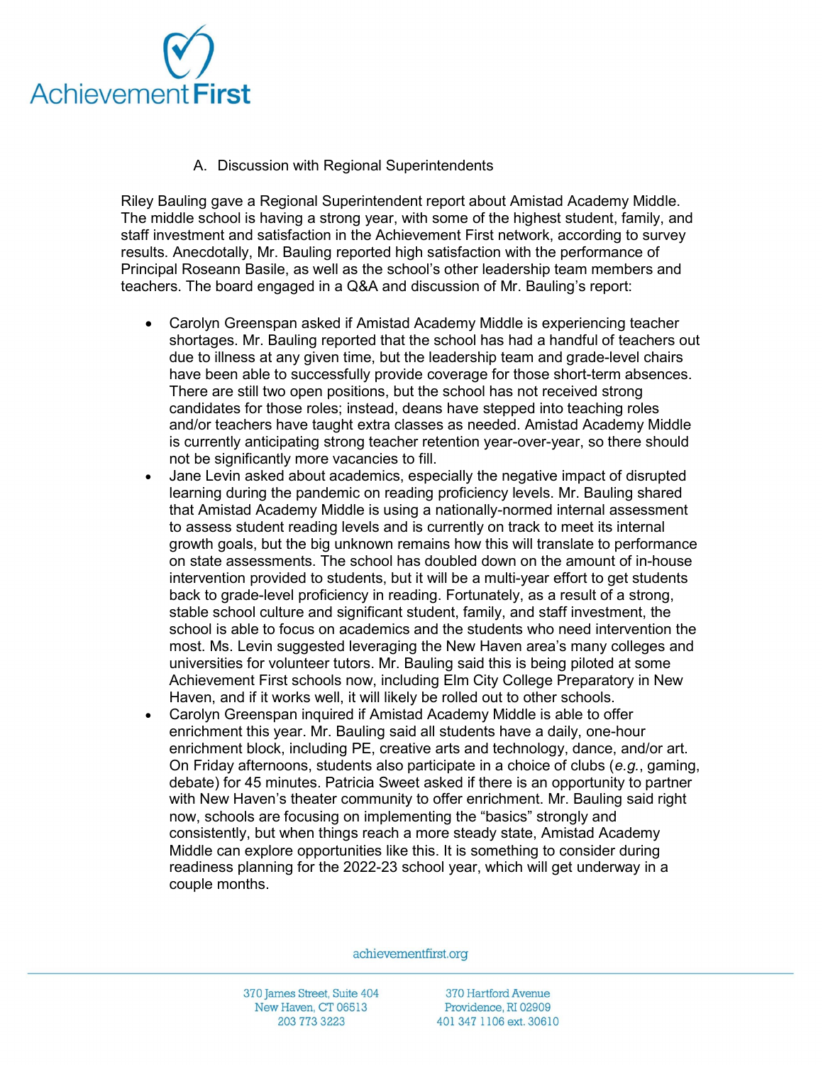A. Discussion with Regional Superintendents

Riley Bauling gave a Regional Superintendent report about Amistad Academy Middle. The middle school is having a strong year, with some of the highest student, family, and staff investment and satisfaction in the Achievement First network, according to survey results. Anecdotally, Mr. Bauling reported high satisfaction with the performance of Principal Roseann Basile, as well as the school's other leadership team members and teachers. The board engaged in a Q&A and discussion of Mr. Bauling's report:

- Carolyn Greenspan asked if Amistad Academy Middle is experiencing teacher shortages. Mr. Bauling reported that the school has had a handful of teachers out due to illness at any given time, but the leadership team and grade-level chairs have been able to successfully provide coverage for those short-term absences. There are still two open positions, but the school has not received strong candidates for those roles; instead, deans have stepped into teaching roles and/or teachers have taught extra classes as needed. Amistad Academy Middle is currently anticipating strong teacher retention year-over-year, so there should not be significantly more vacancies to fill.
- Jane Levin asked about academics, especially the negative impact of disrupted learning during the pandemic on reading proficiency levels. Mr. Bauling shared that Amistad Academy Middle is using a nationally-normed internal assessment to assess student reading levels and is currently on track to meet its internal growth goals, but the big unknown remains how this will translate to performance on state assessments. The school has doubled down on the amount of in-house intervention provided to students, but it will be a multi-year effort to get students back to grade-level proficiency in reading. Fortunately, as a result of a strong, stable school culture and significant student, family, and staff investment, the school is able to focus on academics and the students who need intervention the most. Ms. Levin suggested leveraging the New Haven area's many colleges and universities for volunteer tutors. Mr. Bauling said this is being piloted at some Achievement First schools now, including Elm City College Preparatory in New Haven, and if it works well, it will likely be rolled out to other schools.
- Carolyn Greenspan inquired if Amistad Academy Middle is able to offer enrichment this year. Mr. Bauling said all students have a daily, one-hour enrichment block, including PE, creative arts and technology, dance, and/or art. On Friday afternoons, students also participate in a choice of clubs (*e.g.*, gaming, debate) for 45 minutes. Patricia Sweet asked if there is an opportunity to partner with New Haven's theater community to offer enrichment. Mr. Bauling said right now, schools are focusing on implementing the "basics" strongly and consistently, but when things reach a more steady state, Amistad Academy Middle can explore opportunities like this. It is something to consider during readiness planning for the 2022-23 school year, which will get underway in a couple months.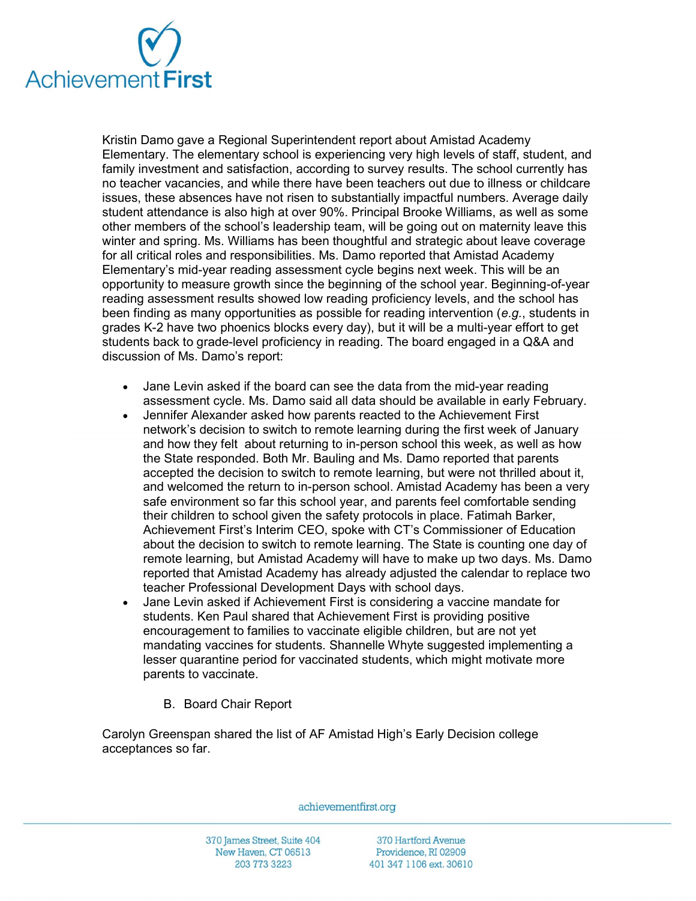Kristin Damo gave a Regional Superintendent report about Amistad Academy Elementary. The elementary school is experiencing very high levels of staff, student, and family investment and satisfaction, according to survey results. The school currently has no teacher vacancies, and while there have been teachers out due to illness or childcare issues, these absences have not risen to substantially impactful numbers. Average daily student attendance is also high at over 90%. Principal Brooke Williams, as well as some other members of the school's leadership team, will be going out on maternity leave this winter and spring. Ms. Williams has been thoughtful and strategic about leave coverage for all critical roles and responsibilities. Ms. Damo reported that Amistad Academy Elementary's mid-year reading assessment cycle begins next week. This will be an opportunity to measure growth since the beginning of the school year. Beginning-of-year reading assessment results showed low reading proficiency levels, and the school has been finding as many opportunities as possible for reading intervention (*e.g.*, students in grades K-2 have two phoenics blocks every day), but it will be a multi-year effort to get students back to grade-level proficiency in reading. The board engaged in a Q&A and discussion of Ms. Damo's report:

- Jane Levin asked if the board can see the data from the mid-year reading assessment cycle. Ms. Damo said all data should be available in early February.
- Jennifer Alexander asked how parents reacted to the Achievement First network's decision to switch to remote learning during the first week of January and how they felt about returning to in-person school this week, as well as how the State responded. Both Mr. Bauling and Ms. Damo reported that parents accepted the decision to switch to remote learning, but were not thrilled about it, and welcomed the return to in-person school. Amistad Academy has been a very safe environment so far this school year, and parents feel comfortable sending their children to school given the safety protocols in place. Fatimah Barker, Achievement First's Interim CEO, spoke with CT's Commissioner of Education about the decision to switch to remote learning. The State is counting one day of remote learning, but Amistad Academy will have to make up two days. Ms. Damo reported that Amistad Academy has already adjusted the calendar to replace two teacher Professional Development Days with school days.
- Jane Levin asked if Achievement First is considering a vaccine mandate for students. Ken Paul shared that Achievement First is providing positive encouragement to families to vaccinate eligible children, but are not yet mandating vaccines for students. Shannelle Whyte suggested implementing a lesser quarantine period for vaccinated students, which might motivate more parents to vaccinate.

B. Board Chair Report

Carolyn Greenspan shared the list of AF Amistad High's Early Decision college acceptances so far.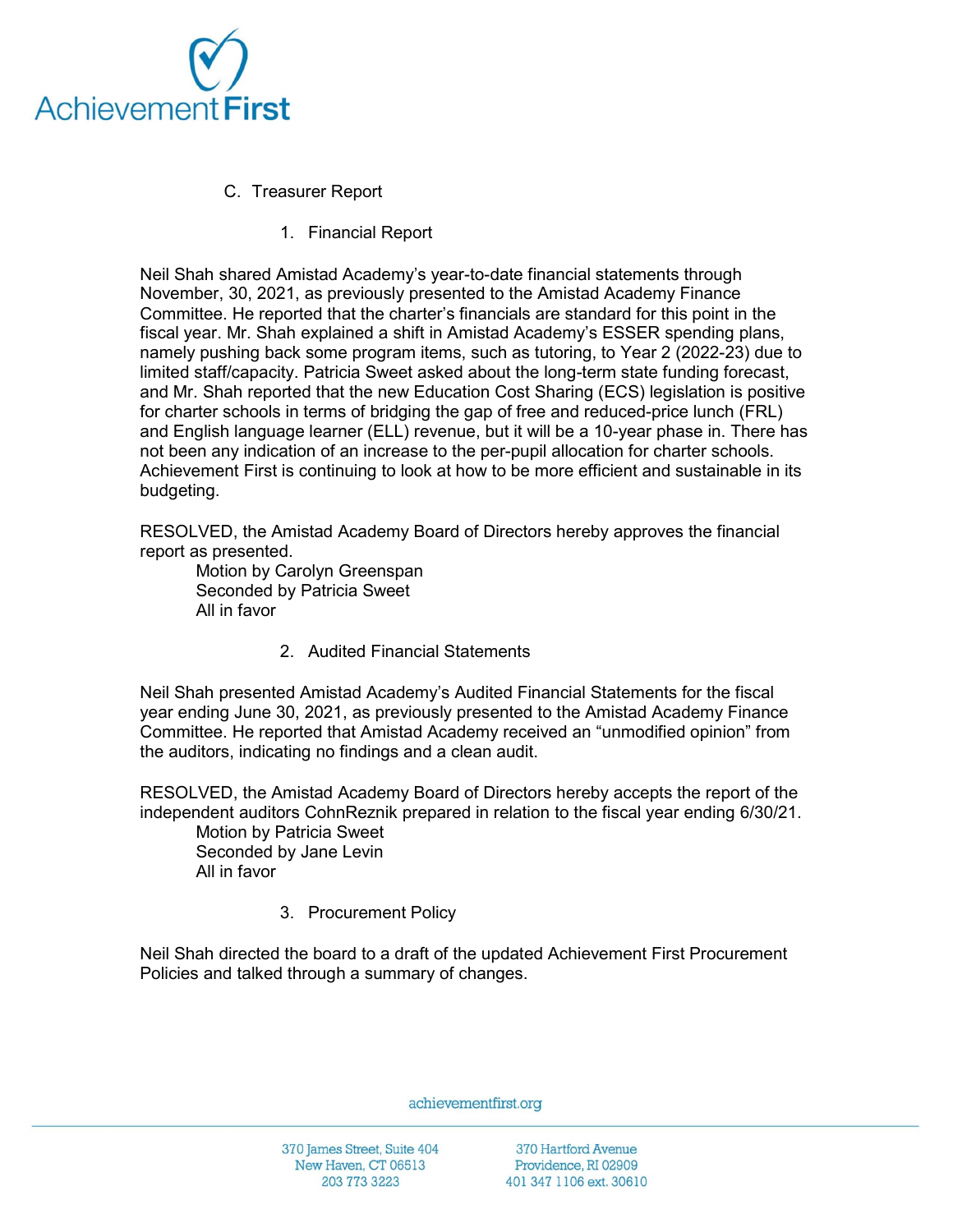C. Treasurer Report

1. Financial Report

Neil Shah shared Amistad Academy's year-to-date financial statements through November, 30, 2021, as previously presented to the Amistad Academy Finance Committee. He reported that the charter's financials are standard for this point in the fiscal year. Mr. Shah explained a shift in Amistad Academy's ESSER spending plans, namely pushing back some program items, such as tutoring, to Year 2 (2022-23) due to limited staff/capacity. Patricia Sweet asked about the long-term state funding forecast, and Mr. Shah reported that the new Education Cost Sharing (ECS) legislation is positive for charter schools in terms of bridging the gap of free and reduced-price lunch (FRL) and English language learner (ELL) revenue, but it will be a 10-year phase in. There has not been any indication of an increase to the per-pupil allocation for charter schools. Achievement First is continuing to look at how to be more efficient and sustainable in its budgeting.

RESOLVED, the Amistad Academy Board of Directors hereby approves the financial report as presented.

Motion by Carolyn Greenspan
Seconded by Patricia Sweet
All in favor

2. Audited Financial Statements

Neil Shah presented Amistad Academy's Audited Financial Statements for the fiscal year ending June 30, 2021, as previously presented to the Amistad Academy Finance Committee. He reported that Amistad Academy received an "unmodified opinion" from the auditors, indicating no findings and a clean audit.

RESOLVED, the Amistad Academy Board of Directors hereby accepts the report of the independent auditors CohnReznik prepared in relation to the fiscal year ending 6/30/21.

Motion by Patricia Sweet
Seconded by Jane Levin
All in favor

3. Procurement Policy

Neil Shah directed the board to a draft of the updated Achievement First Procurement Policies and talked through a summary of changes.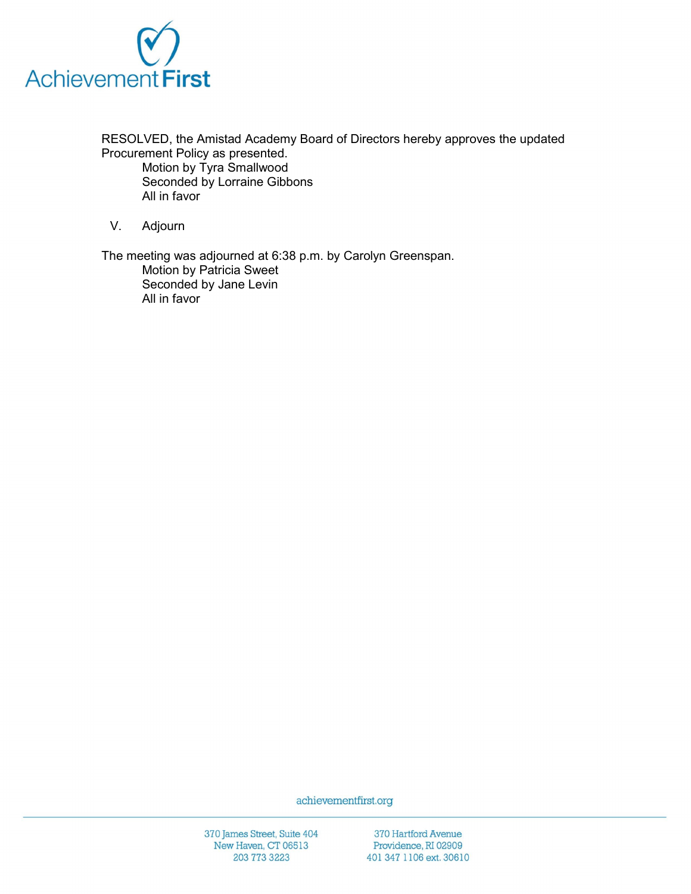RESOLVED, the Amistad Academy Board of Directors hereby approves the updated Procurement Policy as presented.

Motion by Tyra Smallwood
Seconded by Lorraine Gibbons
All in favor

V. Adjourn

The meeting was adjourned at 6:38 p.m. by Carolyn Greenspan.

Motion by Patricia Sweet
Seconded by Jane Levin
All in favor